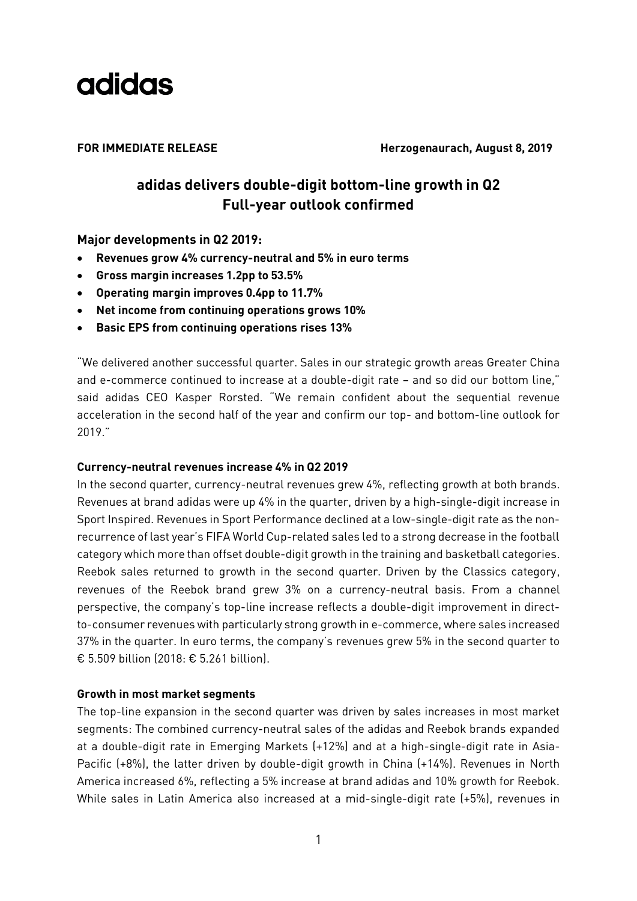adidas

**FOR IMMEDIATE RELEASE** **Herzogenaurach, August 8, 2019**

# adidas delivers double-digit bottom-line growth in Q2
# Full-year outlook confirmed

## Major developments in Q2 2019:

- **Revenues grow 4% currency-neutral and 5% in euro terms**
- **Gross margin increases 1.2pp to 53.5%**
- **Operating margin improves 0.4pp to 11.7%**
- **Net income from continuing operations grows 10%**
- **Basic EPS from continuing operations rises 13%**

"We delivered another successful quarter. Sales in our strategic growth areas Greater China and e-commerce continued to increase at a double-digit rate – and so did our bottom line," said adidas CEO Kasper Rorsted. "We remain confident about the sequential revenue acceleration in the second half of the year and confirm our top- and bottom-line outlook for 2019."

### Currency-neutral revenues increase 4% in Q2 2019

In the second quarter, currency-neutral revenues grew 4%, reflecting growth at both brands. Revenues at brand adidas were up 4% in the quarter, driven by a high-single-digit increase in Sport Inspired. Revenues in Sport Performance declined at a low-single-digit rate as the non-recurrence of last year's FIFA World Cup-related sales led to a strong decrease in the football category which more than offset double-digit growth in the training and basketball categories. Reebok sales returned to growth in the second quarter. Driven by the Classics category, revenues of the Reebok brand grew 3% on a currency-neutral basis. From a channel perspective, the company's top-line increase reflects a double-digit improvement in direct-to-consumer revenues with particularly strong growth in e-commerce, where sales increased 37% in the quarter. In euro terms, the company's revenues grew 5% in the second quarter to € 5.509 billion (2018: € 5.261 billion).

### Growth in most market segments

The top-line expansion in the second quarter was driven by sales increases in most market segments: The combined currency-neutral sales of the adidas and Reebok brands expanded at a double-digit rate in Emerging Markets (+12%) and at a high-single-digit rate in Asia-Pacific (+8%), the latter driven by double-digit growth in China (+14%). Revenues in North America increased 6%, reflecting a 5% increase at brand adidas and 10% growth for Reebok. While sales in Latin America also increased at a mid-single-digit rate (+5%), revenues in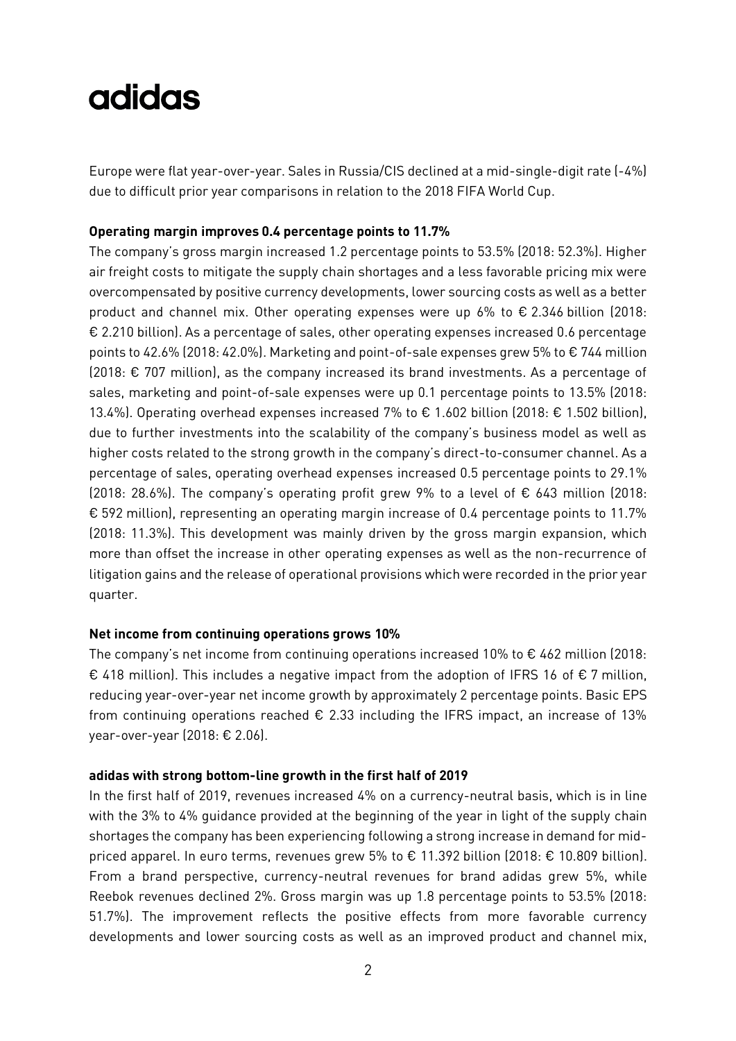Europe were flat year-over-year. Sales in Russia/CIS declined at a mid-single-digit rate (-4%) due to difficult prior year comparisons in relation to the 2018 FIFA World Cup.

**Operating margin improves 0.4 percentage points to 11.7%**

The company's gross margin increased 1.2 percentage points to 53.5% (2018: 52.3%). Higher air freight costs to mitigate the supply chain shortages and a less favorable pricing mix were overcompensated by positive currency developments, lower sourcing costs as well as a better product and channel mix. Other operating expenses were up 6% to € 2.346 billion (2018: € 2.210 billion). As a percentage of sales, other operating expenses increased 0.6 percentage points to 42.6% (2018: 42.0%). Marketing and point-of-sale expenses grew 5% to € 744 million (2018: € 707 million), as the company increased its brand investments. As a percentage of sales, marketing and point-of-sale expenses were up 0.1 percentage points to 13.5% (2018: 13.4%). Operating overhead expenses increased 7% to € 1.602 billion (2018: € 1.502 billion), due to further investments into the scalability of the company's business model as well as higher costs related to the strong growth in the company's direct-to-consumer channel. As a percentage of sales, operating overhead expenses increased 0.5 percentage points to 29.1% (2018: 28.6%). The company's operating profit grew 9% to a level of € 643 million (2018: € 592 million), representing an operating margin increase of 0.4 percentage points to 11.7% (2018: 11.3%). This development was mainly driven by the gross margin expansion, which more than offset the increase in other operating expenses as well as the non-recurrence of litigation gains and the release of operational provisions which were recorded in the prior year quarter.

**Net income from continuing operations grows 10%**

The company's net income from continuing operations increased 10% to € 462 million (2018: € 418 million). This includes a negative impact from the adoption of IFRS 16 of € 7 million, reducing year-over-year net income growth by approximately 2 percentage points. Basic EPS from continuing operations reached € 2.33 including the IFRS impact, an increase of 13% year-over-year (2018: € 2.06).

**adidas with strong bottom-line growth in the first half of 2019**

In the first half of 2019, revenues increased 4% on a currency-neutral basis, which is in line with the 3% to 4% guidance provided at the beginning of the year in light of the supply chain shortages the company has been experiencing following a strong increase in demand for mid-priced apparel. In euro terms, revenues grew 5% to € 11.392 billion (2018: € 10.809 billion). From a brand perspective, currency-neutral revenues for brand adidas grew 5%, while Reebok revenues declined 2%. Gross margin was up 1.8 percentage points to 53.5% (2018: 51.7%). The improvement reflects the positive effects from more favorable currency developments and lower sourcing costs as well as an improved product and channel mix,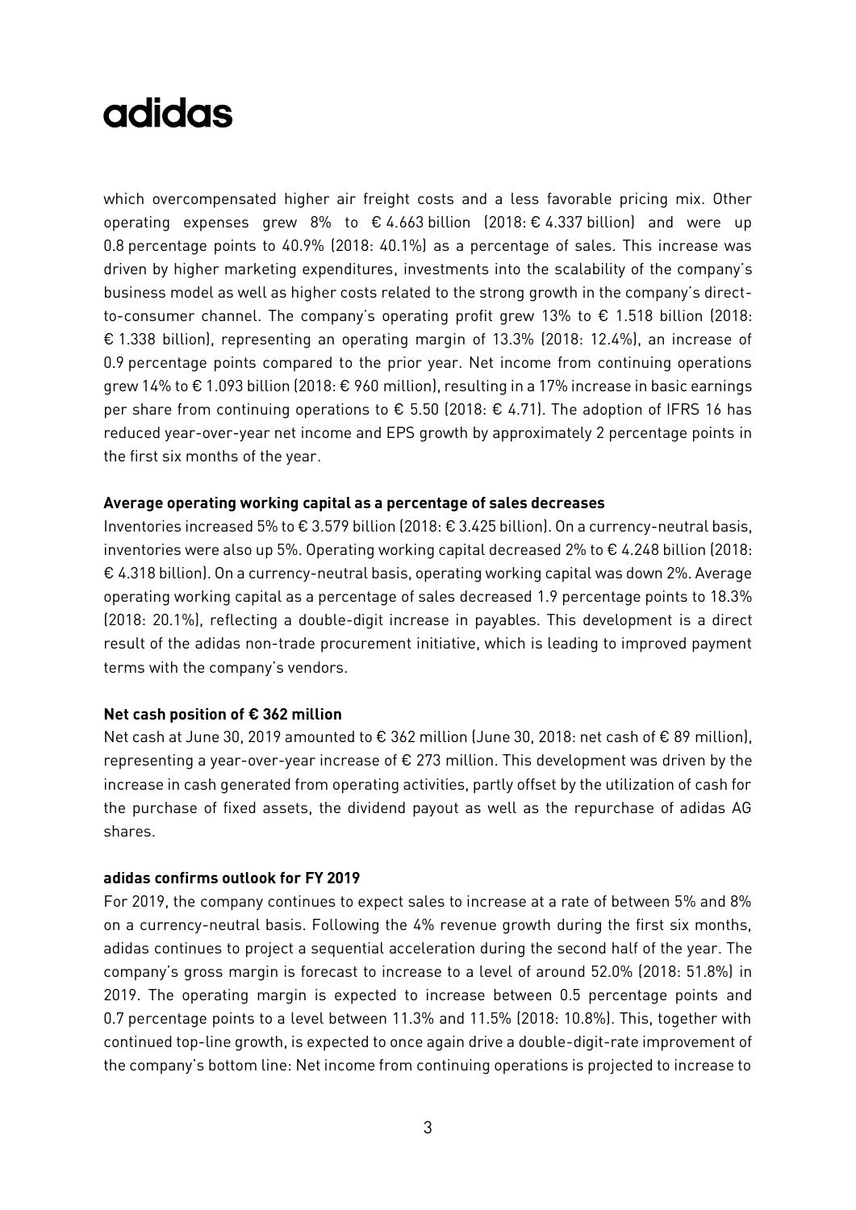adidas

which overcompensated higher air freight costs and a less favorable pricing mix. Other operating expenses grew 8% to € 4.663 billion (2018: € 4.337 billion) and were up 0.8 percentage points to 40.9% (2018: 40.1%) as a percentage of sales. This increase was driven by higher marketing expenditures, investments into the scalability of the company's business model as well as higher costs related to the strong growth in the company's direct-to-consumer channel. The company's operating profit grew 13% to € 1.518 billion (2018: € 1.338 billion), representing an operating margin of 13.3% (2018: 12.4%), an increase of 0.9 percentage points compared to the prior year. Net income from continuing operations grew 14% to € 1.093 billion (2018: € 960 million), resulting in a 17% increase in basic earnings per share from continuing operations to € 5.50 (2018: € 4.71). The adoption of IFRS 16 has reduced year-over-year net income and EPS growth by approximately 2 percentage points in the first six months of the year.

**Average operating working capital as a percentage of sales decreases**

Inventories increased 5% to € 3.579 billion (2018: € 3.425 billion). On a currency-neutral basis, inventories were also up 5%. Operating working capital decreased 2% to € 4.248 billion (2018: € 4.318 billion). On a currency-neutral basis, operating working capital was down 2%. Average operating working capital as a percentage of sales decreased 1.9 percentage points to 18.3% (2018: 20.1%), reflecting a double-digit increase in payables. This development is a direct result of the adidas non-trade procurement initiative, which is leading to improved payment terms with the company's vendors.

**Net cash position of € 362 million**

Net cash at June 30, 2019 amounted to € 362 million (June 30, 2018: net cash of € 89 million), representing a year-over-year increase of € 273 million. This development was driven by the increase in cash generated from operating activities, partly offset by the utilization of cash for the purchase of fixed assets, the dividend payout as well as the repurchase of adidas AG shares.

**adidas confirms outlook for FY 2019**

For 2019, the company continues to expect sales to increase at a rate of between 5% and 8% on a currency-neutral basis. Following the 4% revenue growth during the first six months, adidas continues to project a sequential acceleration during the second half of the year. The company's gross margin is forecast to increase to a level of around 52.0% (2018: 51.8%) in 2019. The operating margin is expected to increase between 0.5 percentage points and 0.7 percentage points to a level between 11.3% and 11.5% (2018: 10.8%). This, together with continued top-line growth, is expected to once again drive a double-digit-rate improvement of the company's bottom line: Net income from continuing operations is projected to increase to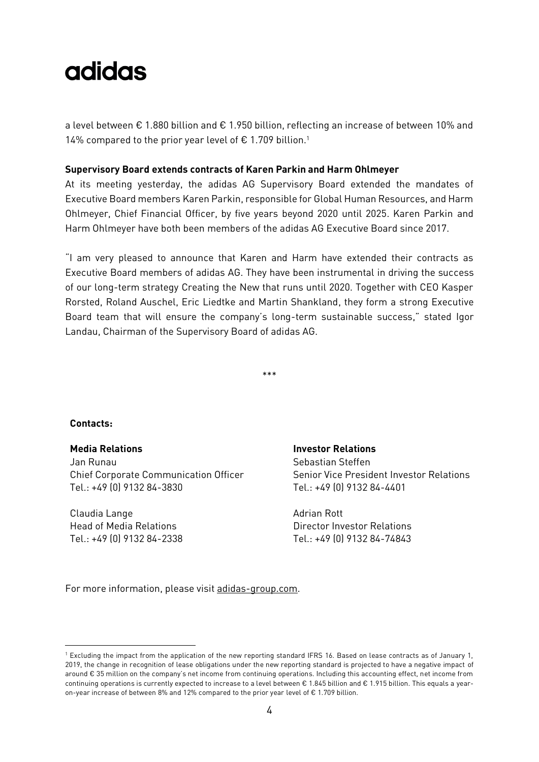a level between € 1.880 billion and € 1.950 billion, reflecting an increase of between 10% and 14% compared to the prior year level of € 1.709 billion.[1]

**Supervisory Board extends contracts of Karen Parkin and Harm Ohlmeyer**

At its meeting yesterday, the adidas AG Supervisory Board extended the mandates of Executive Board members Karen Parkin, responsible for Global Human Resources, and Harm Ohlmeyer, Chief Financial Officer, by five years beyond 2020 until 2025. Karen Parkin and Harm Ohlmeyer have both been members of the adidas AG Executive Board since 2017.

"I am very pleased to announce that Karen and Harm have extended their contracts as Executive Board members of adidas AG. They have been instrumental in driving the success of our long-term strategy Creating the New that runs until 2020. Together with CEO Kasper Rorsted, Roland Auschel, Eric Liedtke and Martin Shankland, they form a strong Executive Board team that will ensure the company's long-term sustainable success," stated Igor Landau, Chairman of the Supervisory Board of adidas AG.

***

**Contacts:**

**Media Relations**

Jan Runau
Chief Corporate Communication Officer
Tel.: +49 (0) 9132 84-3830

Claudia Lange
Head of Media Relations
Tel.: +49 (0) 9132 84-2338

**Investor Relations**

Sebastian Steffen
Senior Vice President Investor Relations
Tel.: +49 (0) 9132 84-4401

Adrian Rott
Director Investor Relations
Tel.: +49 (0) 9132 84-74843

For more information, please visit adidas-group.com.

---

[1] Excluding the impact from the application of the new reporting standard IFRS 16. Based on lease contracts as of January 1, 2019, the change in recognition of lease obligations under the new reporting standard is projected to have a negative impact of around € 35 million on the company's net income from continuing operations. Including this accounting effect, net income from continuing operations is currently expected to increase to a level between € 1.845 billion and € 1.915 billion. This equals a year-on-year increase of between 8% and 12% compared to the prior year level of € 1.709 billion.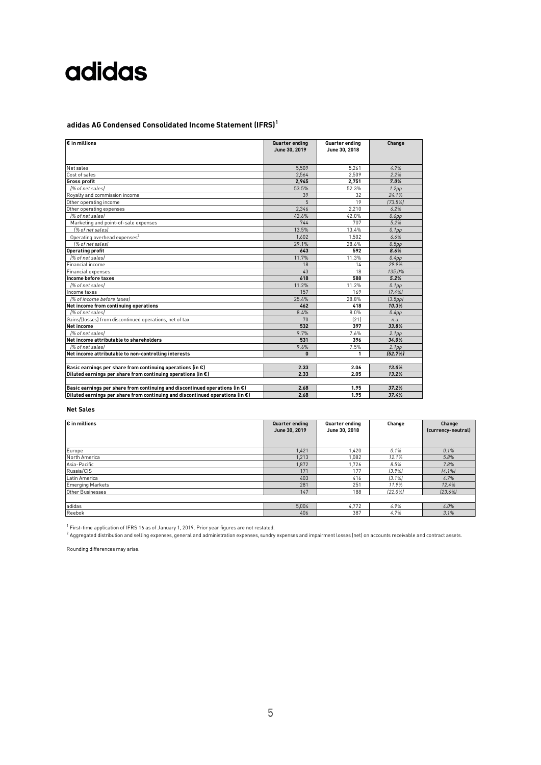adidas

## adidas AG Condensed Consolidated Income Statement (IFRS)[1]

| € in millions | Quarter ending June 30, 2019 | Quarter ending June 30, 2018 | Change |
|---|---|---|---|
| Net sales | 5,509 | 5,261 | *4.7%* |
| Cost of sales | 2,564 | 2,509 | *2.2%* |
| **Gross profit** | **2,945** | **2,751** | ***7.0%*** |
| *(% of net sales)* | 53.5% | 52.3% | *1.2pp* |
| Royalty and commission income | 39 | 32 | *24.1%* |
| Other operating income | 5 | 19 | *(73.5%)* |
| Other operating expenses | 2,346 | 2,210 | *6.2%* |
| *(% of net sales)* | 42.6% | 42.0% | *0.6pp* |
| Marketing and point-of-sale expenses | 744 | 707 | *5.2%* |
| *(% of net sales)* | 13.5% | 13.4% | *0.1pp* |
| Operating overhead expenses[2] | 1,602 | 1,502 | *6.6%* |
| *(% of net sales)* | 29.1% | 28.6% | *0.5pp* |
| **Operating profit** | **643** | **592** | ***8.6%*** |
| *(% of net sales)* | 11.7% | 11.3% | *0.4pp* |
| Financial income | 18 | 14 | *29.9%* |
| Financial expenses | 43 | 18 | *135.0%* |
| **Income before taxes** | **618** | **588** | ***5.2%*** |
| *(% of net sales)* | 11.2% | 11.2% | *0.1pp* |
| Income taxes | 157 | 169 | *(7.4%)* |
| *(% of income before taxes)* | 25.4% | 28.8% | *(3.5pp)* |
| **Net income from continuing operations** | **462** | **418** | ***10.3%*** |
| *(% of net sales)* | 8.4% | 8.0% | *0.4pp* |
| Gains/(losses) from discontinued operations, net of tax | 70 | (21) | *n.a.* |
| **Net income** | **532** | **397** | ***33.8%*** |
| *(% of net sales)* | 9.7% | 7.6% | *2.1pp* |
| **Net income attributable to shareholders** | **531** | **396** | ***34.0%*** |
| *(% of net sales)* | 9.6% | 7.5% | *2.1pp* |
| **Net income attributable to non-controlling interests** | **0** | **1** | ***(52.7%)*** |
| | | | |
| **Basic earnings per share from continuing operations (in €)** | **2.33** | **2.06** | ***13.0%*** |
| **Diluted earnings per share from continuing operations (in €)** | **2.33** | **2.05** | ***13.2%*** |
| | | | |
| **Basic earnings per share from continuing and discontinued operations (in €)** | **2.68** | **1.95** | ***37.2%*** |
| **Diluted earnings per share from continuing and discontinued operations (in €)** | **2.68** | **1.95** | ***37.4%*** |

### Net Sales

| € in millions | Quarter ending June 30, 2019 | Quarter ending June 30, 2018 | Change | Change (currency-neutral) |
|---|---|---|---|---|
| Europe | 1,421 | 1,420 | *0.1%* | *0.1%* |
| North America | 1,213 | 1,082 | *12.1%* | *5.8%* |
| Asia-Pacific | 1,872 | 1,726 | *8.5%* | *7.8%* |
| Russia/CIS | 171 | 177 | *(3.9%)* | *(4.1%)* |
| Latin America | 403 | 416 | *(3.1%)* | *4.7%* |
| Emerging Markets | 281 | 251 | *11.9%* | *12.4%* |
| Other Businesses | 147 | 188 | *(22.0%)* | *(23.6%)* |
| | | | | |
| adidas | 5,004 | 4,772 | *4.9%* | *4.0%* |
| Reebok | 406 | 387 | *4.7%* | *3.1%* |

[1] First-time application of IFRS 16 as of January 1, 2019. Prior year figures are not restated.
[2] Aggregated distribution and selling expenses, general and administration expenses, sundry expenses and impairment losses (net) on accounts receivable and contract assets.

Rounding differences may arise.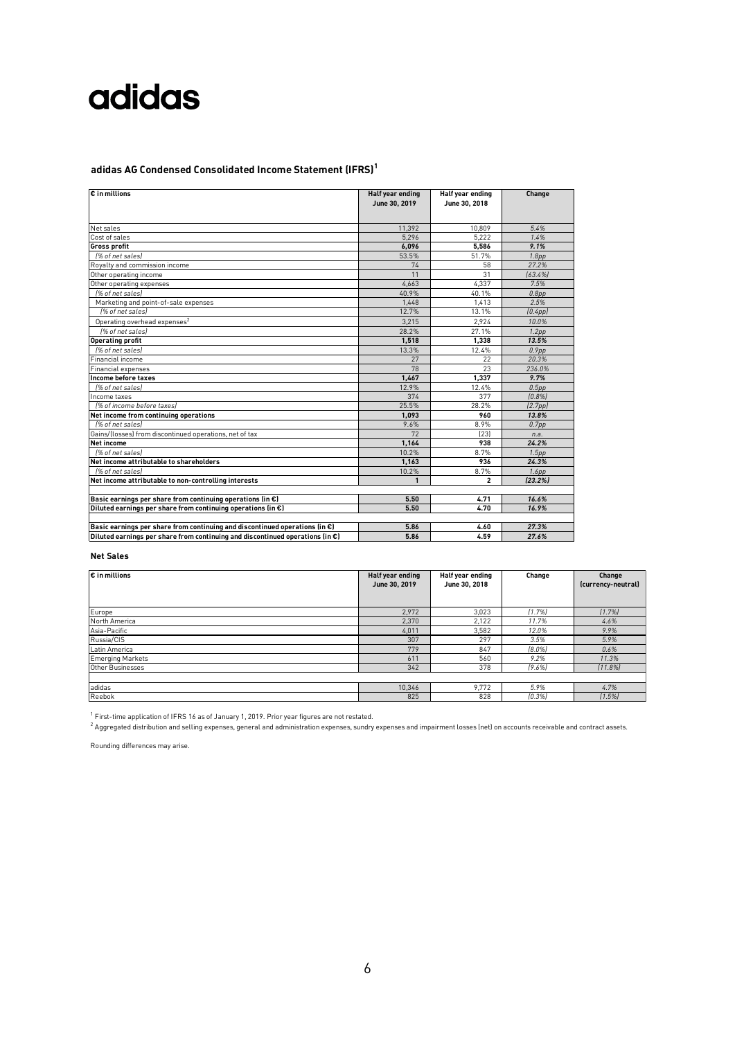adidas

## adidas AG Condensed Consolidated Income Statement (IFRS)[1]

| € in millions | Half year ending June 30, 2019 | Half year ending June 30, 2018 | Change |
|---|---|---|---|
| Net sales | 11,392 | 10,809 | *5.4%* |
| Cost of sales | 5,296 | 5,222 | *1.4%* |
| **Gross profit** | **6,096** | **5,586** | ***9.1%*** |
| *(% of net sales)* | 53.5% | 51.7% | *1.8pp* |
| Royalty and commission income | 74 | 58 | *27.2%* |
| Other operating income | 11 | 31 | *(63.4%)* |
| Other operating expenses | 4,663 | 4,337 | *7.5%* |
| *(% of net sales)* | 40.9% | 40.1% | *0.8pp* |
| Marketing and point-of-sale expenses | 1,448 | 1,413 | *2.5%* |
| *(% of net sales)* | 12.7% | 13.1% | *(0.4pp)* |
| Operating overhead expenses[2] | 3,215 | 2,924 | *10.0%* |
| *(% of net sales)* | 28.2% | 27.1% | *1.2pp* |
| **Operating profit** | **1,518** | **1,338** | ***13.5%*** |
| *(% of net sales)* | 13.3% | 12.4% | *0.9pp* |
| Financial income | 27 | 22 | *20.3%* |
| Financial expenses | 78 | 23 | *236.0%* |
| **Income before taxes** | **1,467** | **1,337** | ***9.7%*** |
| *(% of net sales)* | 12.9% | 12.4% | *0.5pp* |
| Income taxes | 374 | 377 | *(0.8%)* |
| *(% of income before taxes)* | 25.5% | 28.2% | *(2.7pp)* |
| **Net income from continuing operations** | **1,093** | **960** | ***13.8%*** |
| *(% of net sales)* | 9.6% | 8.9% | *0.7pp* |
| Gains/(losses) from discontinued operations, net of tax | 72 | (23) | *n.a.* |
| **Net income** | **1,164** | **938** | ***24.2%*** |
| *(% of net sales)* | 10.2% | 8.7% | *1.5pp* |
| **Net income attributable to shareholders** | **1,163** | **936** | ***24.3%*** |
| *(% of net sales)* | 10.2% | 8.7% | *1.6pp* |
| **Net income attributable to non-controlling interests** | **1** | **2** | ***(23.2%)*** |
| | | | |
| **Basic earnings per share from continuing operations (in €)** | **5.50** | **4.71** | ***16.6%*** |
| **Diluted earnings per share from continuing operations (in €)** | **5.50** | **4.70** | ***16.9%*** |
| | | | |
| **Basic earnings per share from continuing and discontinued operations (in €)** | **5.86** | **4.60** | ***27.3%*** |
| **Diluted earnings per share from continuing and discontinued operations (in €)** | **5.86** | **4.59** | ***27.6%*** |

### Net Sales

| € in millions | Half year ending June 30, 2019 | Half year ending June 30, 2018 | Change | Change (currency-neutral) |
|---|---|---|---|---|
| Europe | 2,972 | 3,023 | *(1.7%)* | *(1.7%)* |
| North America | 2,370 | 2,122 | *11.7%* | *4.6%* |
| Asia-Pacific | 4,011 | 3,582 | *12.0%* | *9.9%* |
| Russia/CIS | 307 | 297 | *3.5%* | *5.9%* |
| Latin America | 779 | 847 | *(8.0%)* | *0.6%* |
| Emerging Markets | 611 | 560 | *9.2%* | *11.3%* |
| Other Businesses | 342 | 378 | *(9.6%)* | *(11.8%)* |
| | | | | |
| adidas | 10,346 | 9,772 | *5.9%* | *4.7%* |
| Reebok | 825 | 828 | *(0.3%)* | *(1.5%)* |

[1] First-time application of IFRS 16 as of January 1, 2019. Prior year figures are not restated.
[2] Aggregated distribution and selling expenses, general and administration expenses, sundry expenses and impairment losses (net) on accounts receivable and contract assets.

Rounding differences may arise.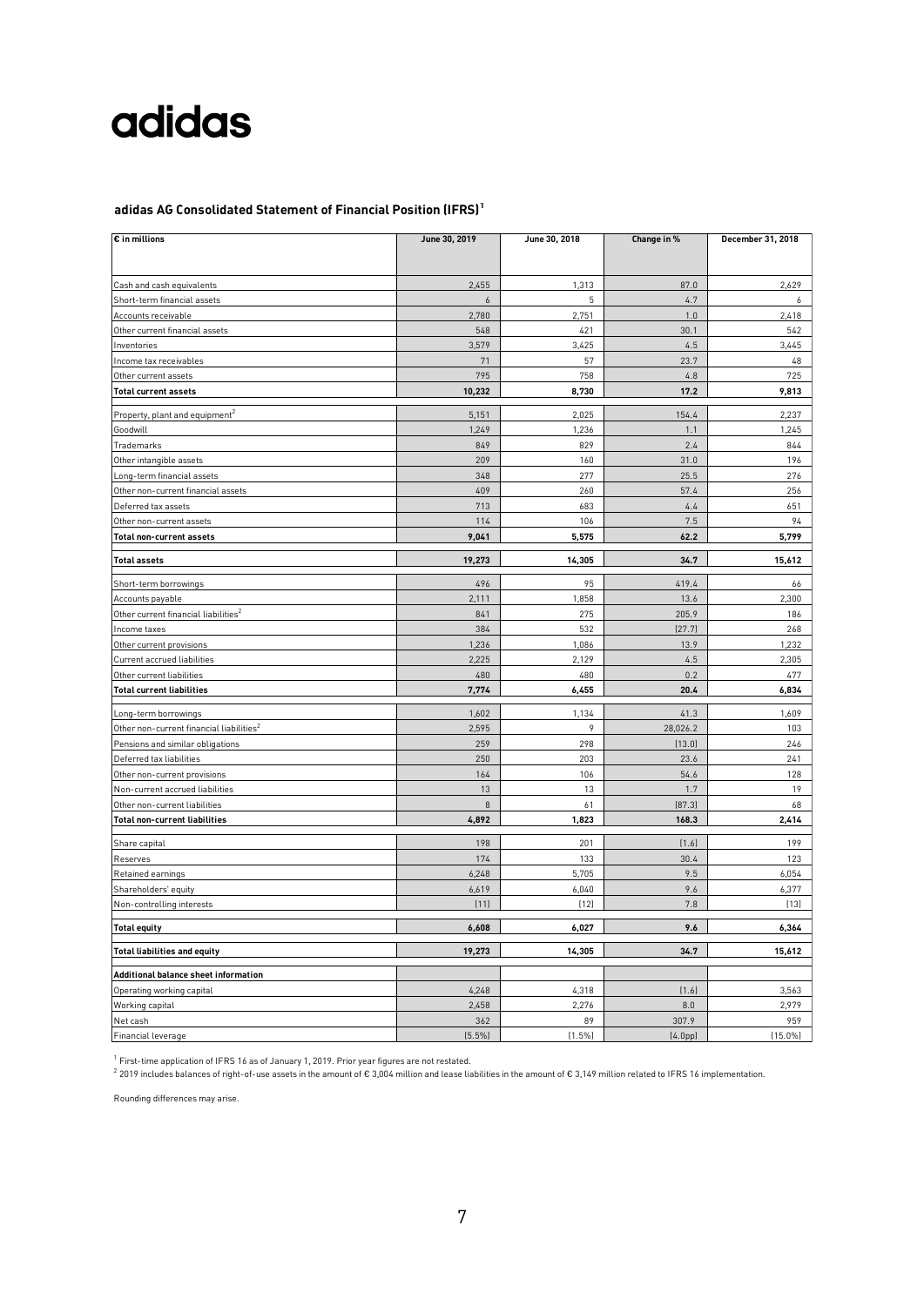## adidas AG Consolidated Statement of Financial Position (IFRS)[1]

| € in millions | June 30, 2019 | June 30, 2018 | Change in % | December 31, 2018 |
|---|---|---|---|---|
| Cash and cash equivalents | 2,455 | 1,313 | 87.0 | 2,629 |
| Short-term financial assets | 6 | 5 | 4.7 | 6 |
| Accounts receivable | 2,780 | 2,751 | 1.0 | 2,418 |
| Other current financial assets | 548 | 421 | 30.1 | 542 |
| Inventories | 3,579 | 3,425 | 4.5 | 3,445 |
| Income tax receivables | 71 | 57 | 23.7 | 48 |
| Other current assets | 795 | 758 | 4.8 | 725 |
| **Total current assets** | **10,232** | **8,730** | **17.2** | **9,813** |
| Property, plant and equipment[2] | 5,151 | 2,025 | 154.4 | 2,237 |
| Goodwill | 1,249 | 1,236 | 1.1 | 1,245 |
| Trademarks | 849 | 829 | 2.4 | 844 |
| Other intangible assets | 209 | 160 | 31.0 | 196 |
| Long-term financial assets | 348 | 277 | 25.5 | 276 |
| Other non-current financial assets | 409 | 260 | 57.4 | 256 |
| Deferred tax assets | 713 | 683 | 4.4 | 651 |
| Other non-current assets | 114 | 106 | 7.5 | 94 |
| **Total non-current assets** | **9,041** | **5,575** | **62.2** | **5,799** |
| **Total assets** | **19,273** | **14,305** | **34.7** | **15,612** |
| Short-term borrowings | 496 | 95 | 419.4 | 66 |
| Accounts payable | 2,111 | 1,858 | 13.6 | 2,300 |
| Other current financial liabilities[2] | 841 | 275 | 205.9 | 186 |
| Income taxes | 384 | 532 | (27.7) | 268 |
| Other current provisions | 1,236 | 1,086 | 13.9 | 1,232 |
| Current accrued liabilities | 2,225 | 2,129 | 4.5 | 2,305 |
| Other current liabilities | 480 | 480 | 0.2 | 477 |
| **Total current liabilities** | **7,774** | **6,455** | **20.4** | **6,834** |
| Long-term borrowings | 1,602 | 1,134 | 41.3 | 1,609 |
| Other non-current financial liabilities[2] | 2,595 | 9 | 28,026.2 | 103 |
| Pensions and similar obligations | 259 | 298 | (13.0) | 246 |
| Deferred tax liabilities | 250 | 203 | 23.6 | 241 |
| Other non-current provisions | 164 | 106 | 54.6 | 128 |
| Non-current accrued liabilities | 13 | 13 | 1.7 | 19 |
| Other non-current liabilities | 8 | 61 | (87.3) | 68 |
| **Total non-current liabilities** | **4,892** | **1,823** | **168.3** | **2,414** |
| Share capital | 198 | 201 | (1.6) | 199 |
| Reserves | 174 | 133 | 30.4 | 123 |
| Retained earnings | 6,248 | 5,705 | 9.5 | 6,054 |
| Shareholders' equity | 6,619 | 6,040 | 9.6 | 6,377 |
| Non-controlling interests | (11) | (12) | 7.8 | (13) |
| **Total equity** | **6,608** | **6,027** | **9.6** | **6,364** |
| **Total liabilities and equity** | **19,273** | **14,305** | **34.7** | **15,612** |
| **Additional balance sheet information** | | | | |
| Operating working capital | 4,248 | 4,318 | (1.6) | 3,563 |
| Working capital | 2,458 | 2,276 | 8.0 | 2,979 |
| Net cash | 362 | 89 | 307.9 | 959 |
| Financial leverage | (5.5%) | (1.5%) | (4.0pp) | (15.0%) |

[1] First-time application of IFRS 16 as of January 1, 2019. Prior year figures are not restated.

[2] 2019 includes balances of right-of-use assets in the amount of € 3,004 million and lease liabilities in the amount of € 3,149 million related to IFRS 16 implementation.

Rounding differences may arise.